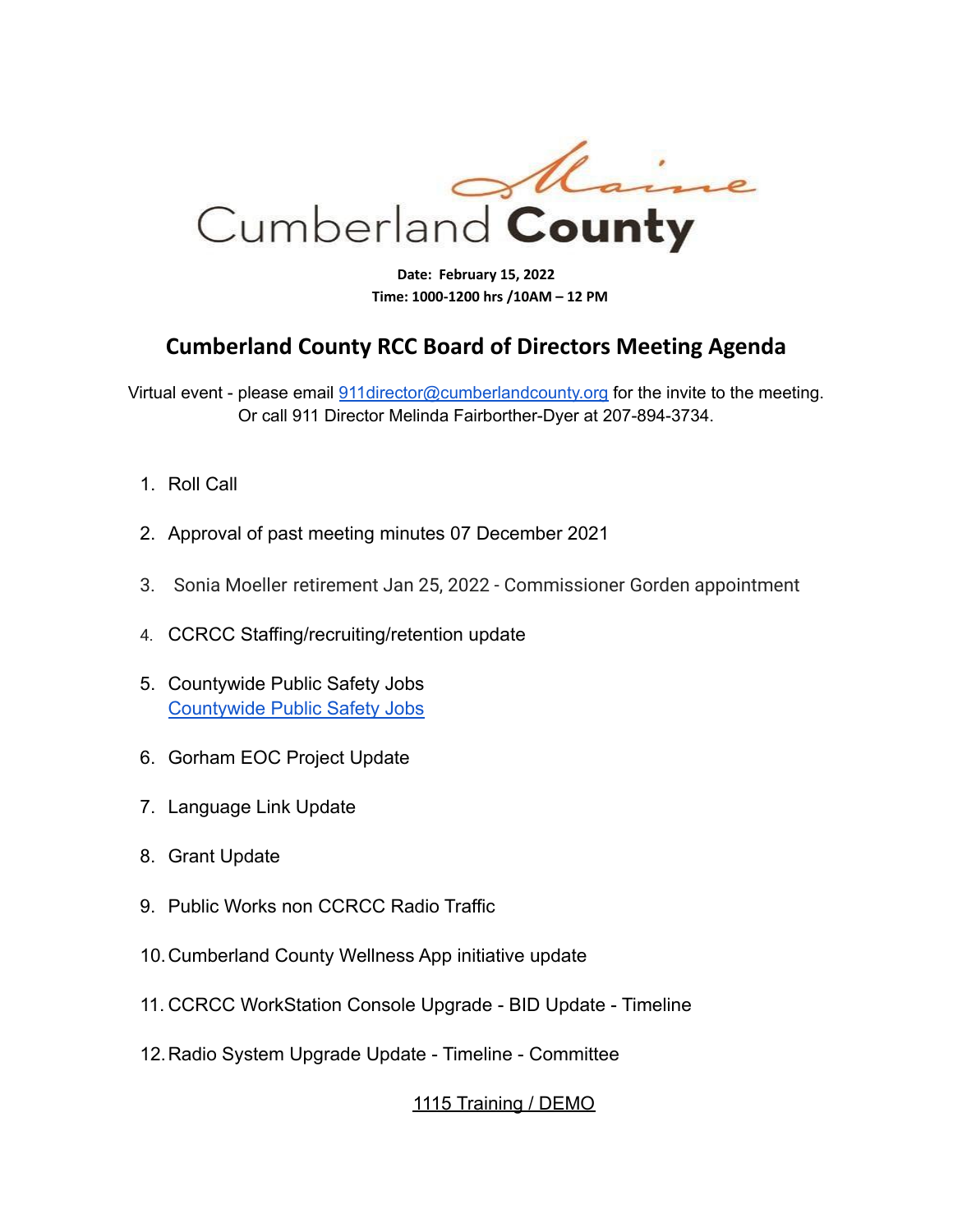Maine
Cumberland **County**

**Date: February 15, 2022**
**Time: 1000-1200 hrs /10AM – 12 PM**

# Cumberland County RCC Board of Directors Meeting Agenda

Virtual event - please email 911director@cumberlandcounty.org for the invite to the meeting.
Or call 911 Director Melinda Fairborther-Dyer at 207-894-3734.

1. Roll Call
2. Approval of past meeting minutes 07 December 2021
3. Sonia Moeller retirement Jan 25, 2022 - Commissioner Gorden appointment
4. CCRCC Staffing/recruiting/retention update
5. Countywide Public Safety Jobs
   Countywide Public Safety Jobs
6. Gorham EOC Project Update
7. Language Link Update
8. Grant Update
9. Public Works non CCRCC Radio Traffic
10. Cumberland County Wellness App initiative update
11. CCRCC WorkStation Console Upgrade - BID Update - Timeline
12. Radio System Upgrade Update - Timeline - Committee

1115 Training / DEMO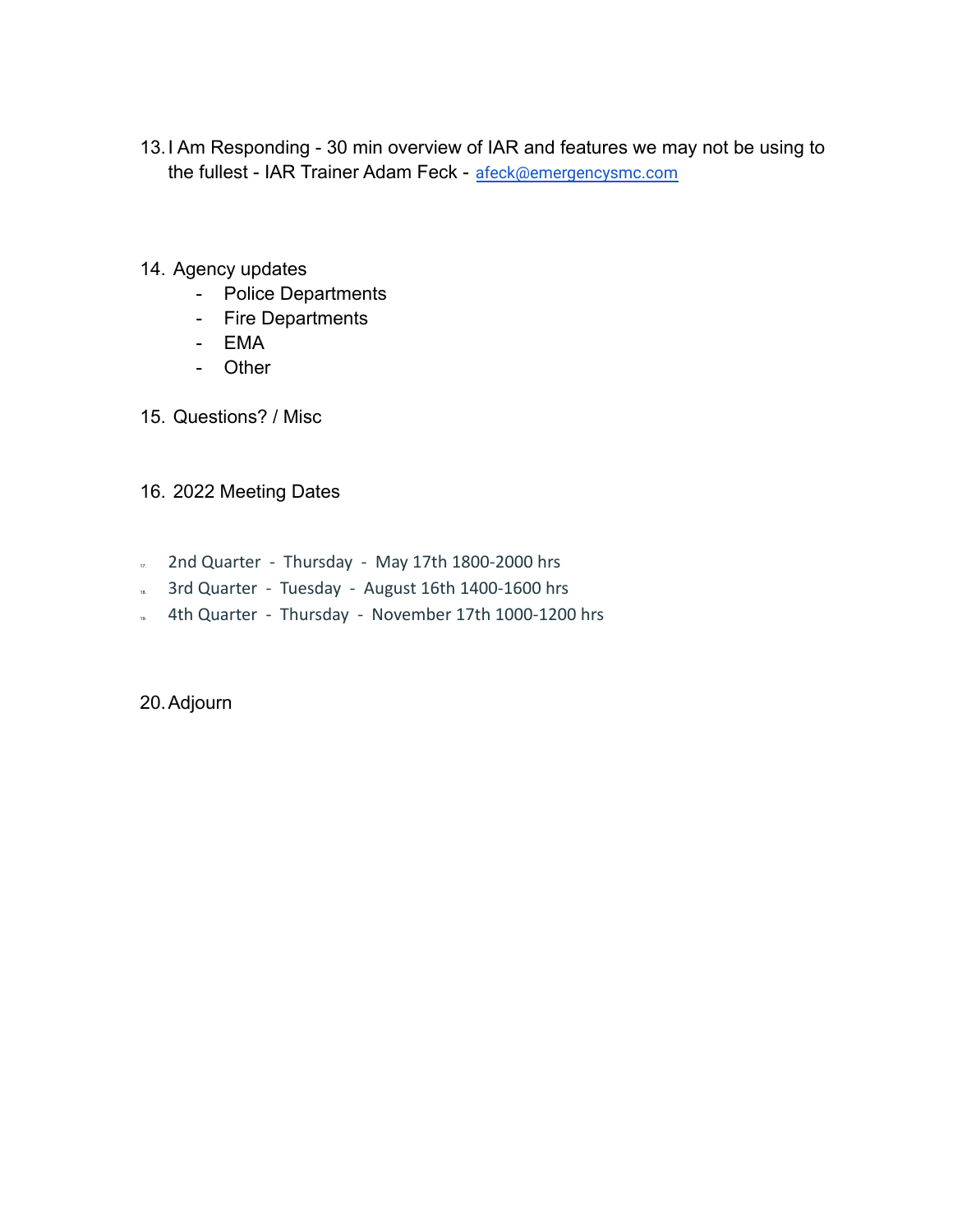13. I Am Responding - 30 min overview of IAR and features we may not be using to the fullest - IAR Trainer Adam Feck - afeck@emergencysmc.com

14. Agency updates
    - Police Departments
    - Fire Departments
    - EMA
    - Other

15. Questions? / Misc

16. 2022 Meeting Dates

17. 2nd Quarter - Thursday - May 17th 1800-2000 hrs
18. 3rd Quarter - Tuesday - August 16th 1400-1600 hrs
19. 4th Quarter - Thursday - November 17th 1000-1200 hrs

20. Adjourn